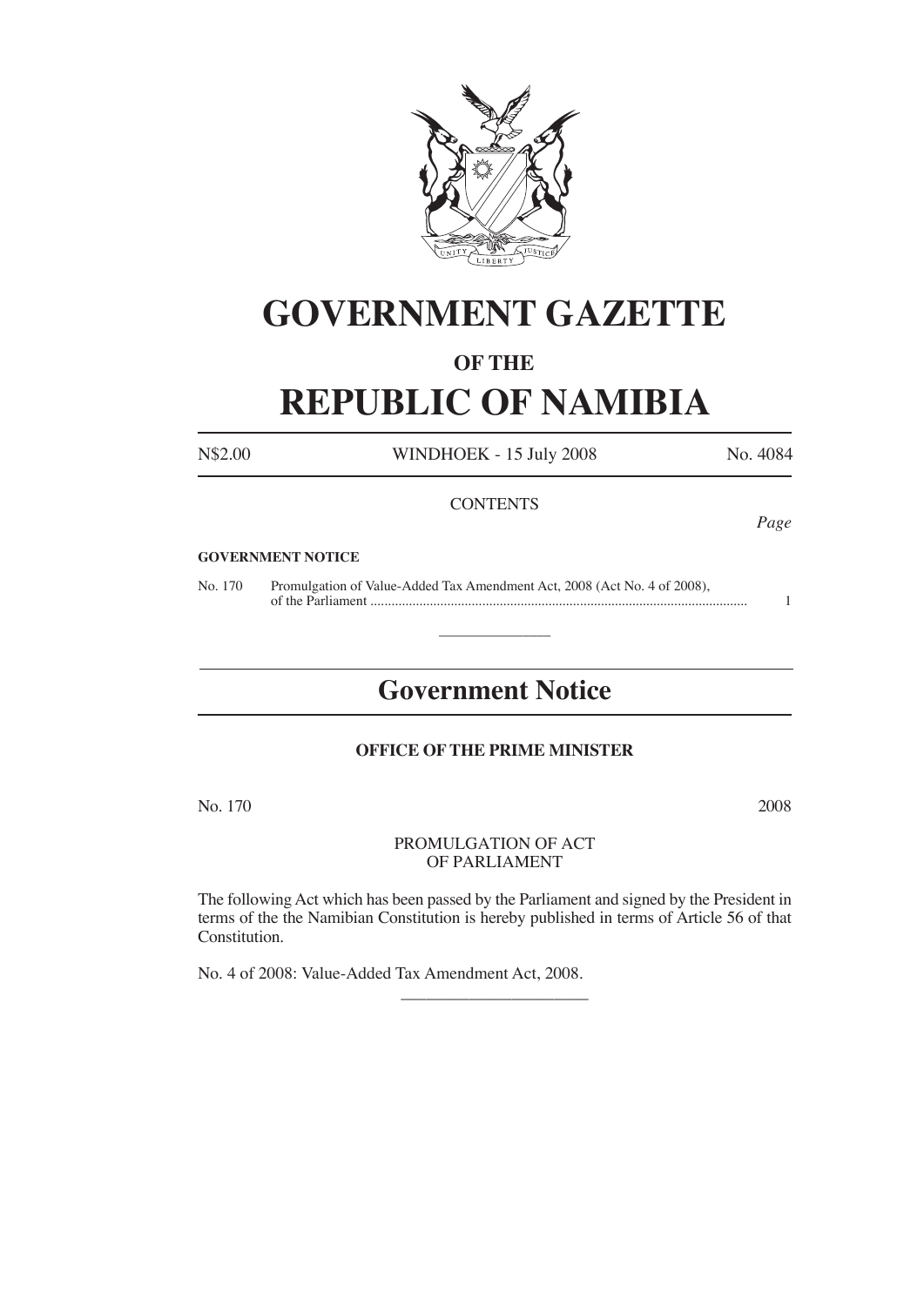# GOVERNMENT GAZETTE

## OF THE

# REPUBLIC OF NAMIBIA

N$2.00 WINDHOEK - 15 July 2008 No. 4084

CONTENTS

*Page*

**GOVERNMENT NOTICE**

No. 170 Promulgation of Value-Added Tax Amendment Act, 2008 (Act No. 4 of 2008), of the Parliament .......................................................................................................... 1

---

## Government Notice

**OFFICE OF THE PRIME MINISTER**

No. 170 2008

PROMULGATION OF ACT
OF PARLIAMENT

The following Act which has been passed by the Parliament and signed by the President in terms of the the Namibian Constitution is hereby published in terms of Article 56 of that Constitution.

No. 4 of 2008: Value-Added Tax Amendment Act, 2008.

---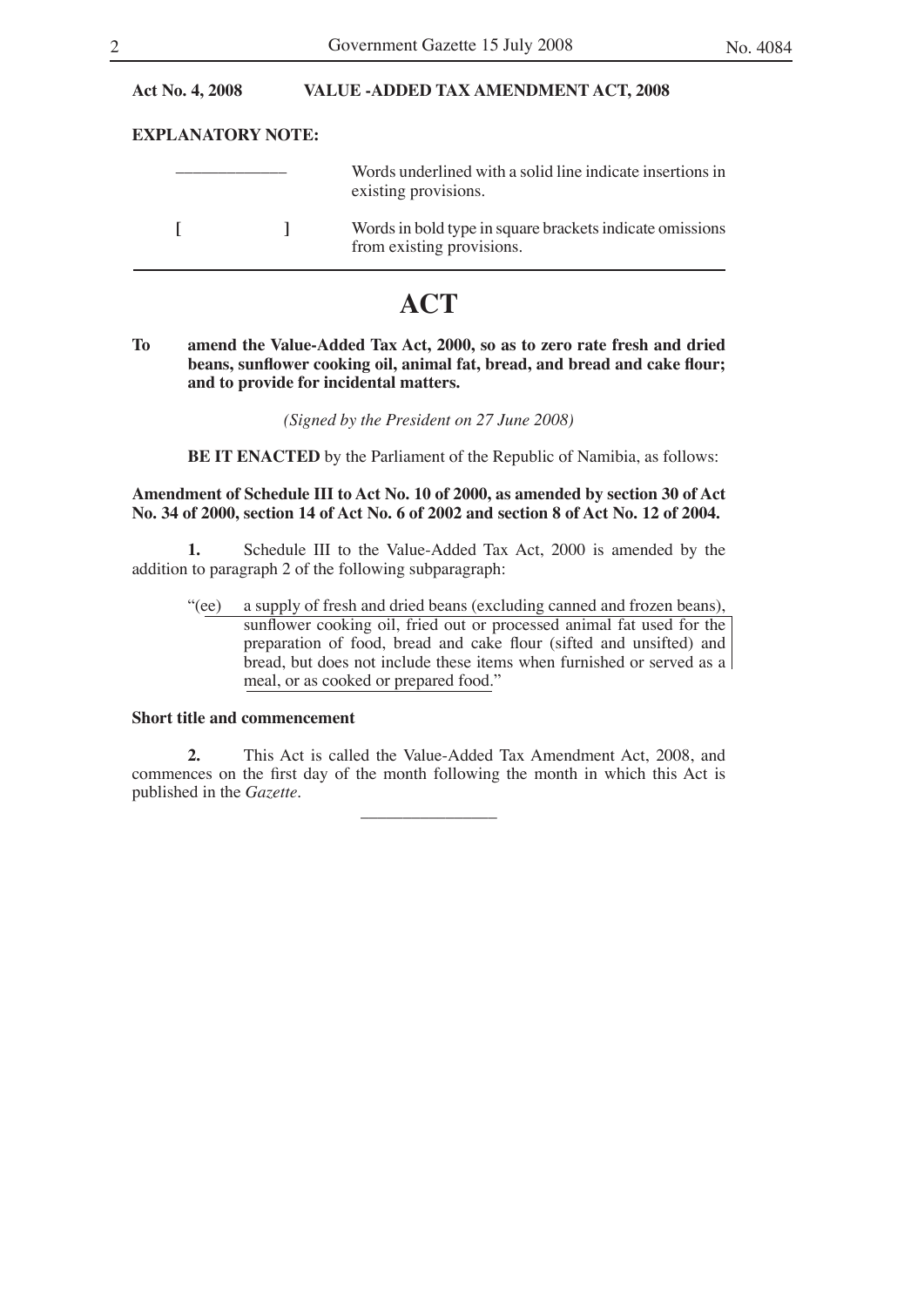**Act No. 4, 2008 VALUE -ADDED TAX AMENDMENT ACT, 2008**

**EXPLANATORY NOTE:**

| | |
|---|---|
| ____________ | Words underlined with a solid line indicate insertions in existing provisions. |
| **[ ]** | Words in bold type in square brackets indicate omissions from existing provisions. |

# ACT

**To amend the Value-Added Tax Act, 2000, so as to zero rate fresh and dried beans, sunflower cooking oil, animal fat, bread, and bread and cake flour; and to provide for incidental matters.**

*(Signed by the President on 27 June 2008)*

**BE IT ENACTED** by the Parliament of the Republic of Namibia, as follows:

**Amendment of Schedule III to Act No. 10 of 2000, as amended by section 30 of Act No. 34 of 2000, section 14 of Act No. 6 of 2002 and section 8 of Act No. 12 of 2004.**

**1.** Schedule III to the Value-Added Tax Act, 2000 is amended by the addition to paragraph 2 of the following subparagraph:

"(ee) a supply of fresh and dried beans (excluding canned and frozen beans), sunflower cooking oil, fried out or processed animal fat used for the preparation of food, bread and cake flour (sifted and unsifted) and bread, but does not include these items when furnished or served as a meal, or as cooked or prepared food."

**Short title and commencement**

**2.** This Act is called the Value-Added Tax Amendment Act, 2008, and commences on the first day of the month following the month in which this Act is published in the *Gazette*.